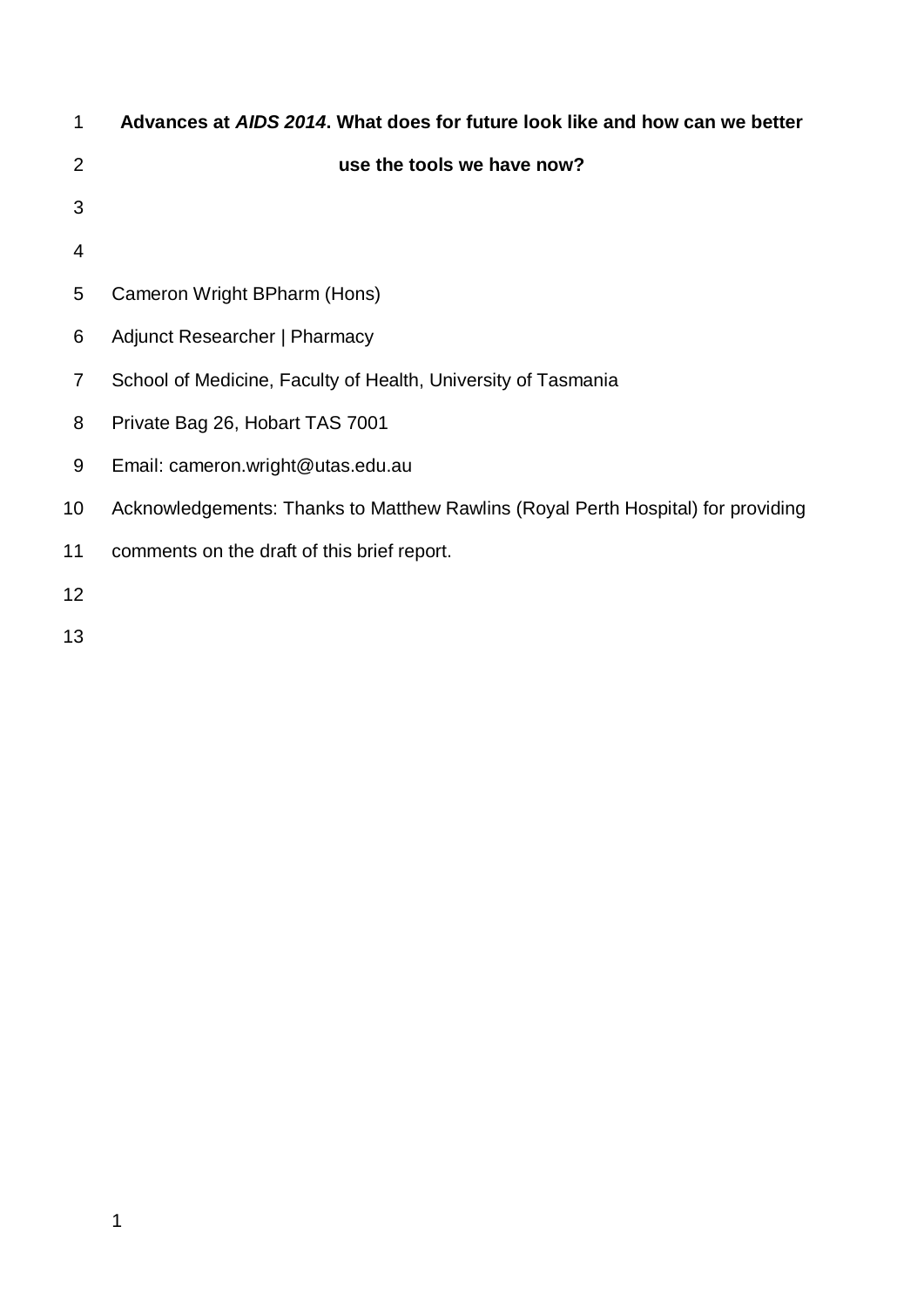# Advances at *AIDS 2014*. What does for future look like and how can we better use the tools we have now?

Cameron Wright BPharm (Hons)

Adjunct Researcher | Pharmacy

School of Medicine, Faculty of Health, University of Tasmania

Private Bag 26, Hobart TAS 7001

Email: cameron.wright@utas.edu.au

Acknowledgements: Thanks to Matthew Rawlins (Royal Perth Hospital) for providing comments on the draft of this brief report.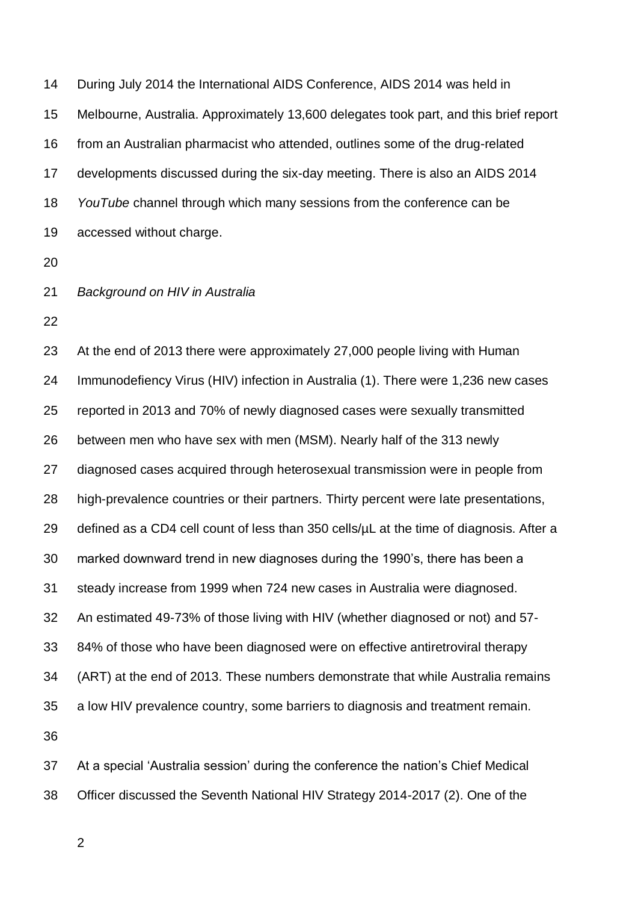During July 2014 the International AIDS Conference, AIDS 2014 was held in Melbourne, Australia. Approximately 13,600 delegates took part, and this brief report from an Australian pharmacist who attended, outlines some of the drug-related developments discussed during the six-day meeting. There is also an AIDS 2014 *YouTube* channel through which many sessions from the conference can be accessed without charge.

*Background on HIV in Australia*

At the end of 2013 there were approximately 27,000 people living with Human Immunodeficiency Virus (HIV) infection in Australia (1). There were 1,236 new cases reported in 2013 and 70% of newly diagnosed cases were sexually transmitted between men who have sex with men (MSM). Nearly half of the 313 newly diagnosed cases acquired through heterosexual transmission were in people from high-prevalence countries or their partners. Thirty percent were late presentations, defined as a CD4 cell count of less than 350 cells/µL at the time of diagnosis. After a marked downward trend in new diagnoses during the 1990's, there has been a steady increase from 1999 when 724 new cases in Australia were diagnosed. An estimated 49-73% of those living with HIV (whether diagnosed or not) and 57-84% of those who have been diagnosed were on effective antiretroviral therapy (ART) at the end of 2013. These numbers demonstrate that while Australia remains a low HIV prevalence country, some barriers to diagnosis and treatment remain.

At a special 'Australia session' during the conference the nation's Chief Medical Officer discussed the Seventh National HIV Strategy 2014-2017 (2). One of the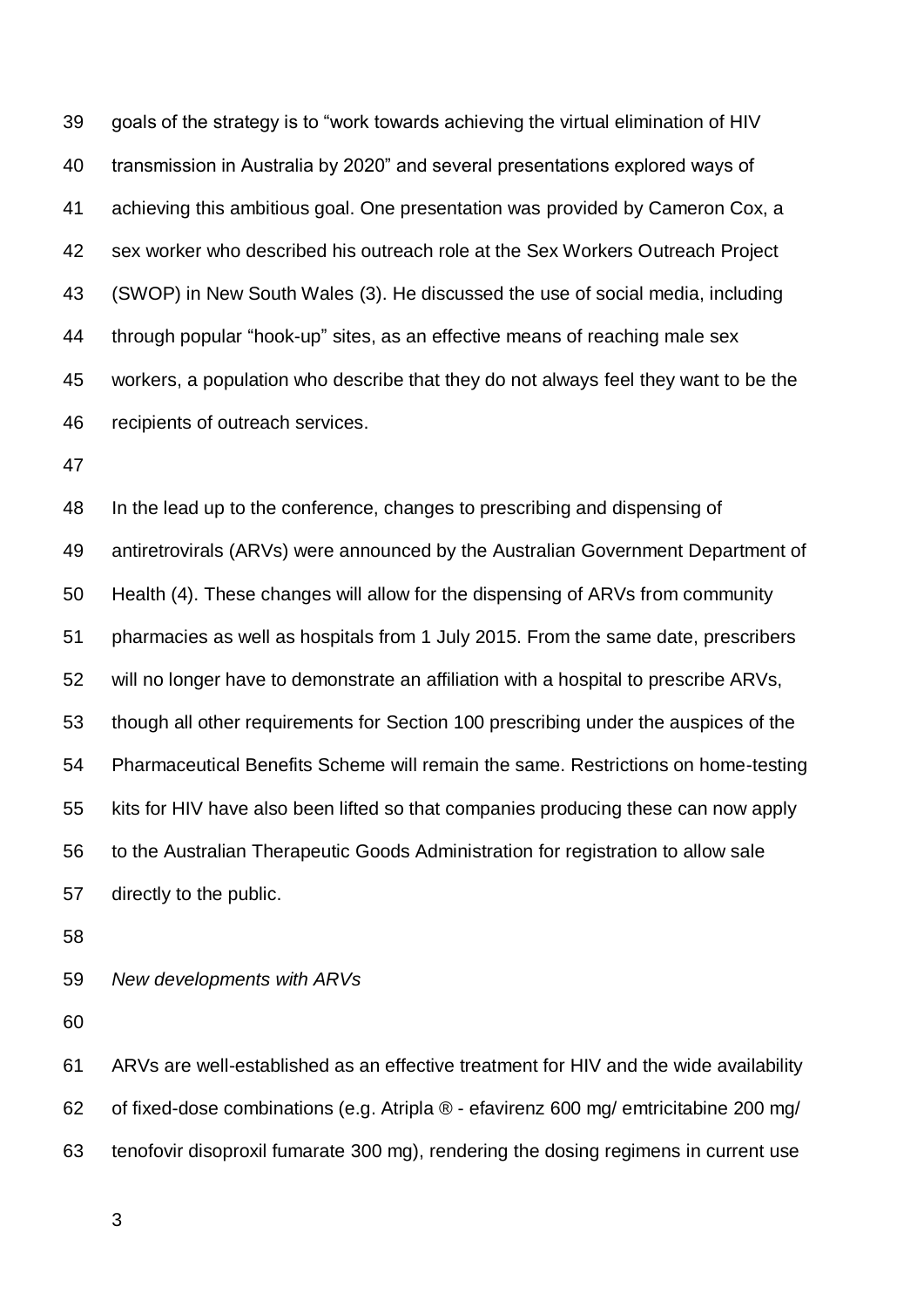goals of the strategy is to "work towards achieving the virtual elimination of HIV transmission in Australia by 2020" and several presentations explored ways of achieving this ambitious goal. One presentation was provided by Cameron Cox, a sex worker who described his outreach role at the Sex Workers Outreach Project (SWOP) in New South Wales (3). He discussed the use of social media, including through popular "hook-up" sites, as an effective means of reaching male sex workers, a population who describe that they do not always feel they want to be the recipients of outreach services.

In the lead up to the conference, changes to prescribing and dispensing of antiretrovirals (ARVs) were announced by the Australian Government Department of Health (4). These changes will allow for the dispensing of ARVs from community pharmacies as well as hospitals from 1 July 2015. From the same date, prescribers will no longer have to demonstrate an affiliation with a hospital to prescribe ARVs, though all other requirements for Section 100 prescribing under the auspices of the Pharmaceutical Benefits Scheme will remain the same. Restrictions on home-testing kits for HIV have also been lifted so that companies producing these can now apply to the Australian Therapeutic Goods Administration for registration to allow sale directly to the public.

*New developments with ARVs*

ARVs are well-established as an effective treatment for HIV and the wide availability of fixed-dose combinations (e.g. Atripla ® - efavirenz 600 mg/ emtricitabine 200 mg/ tenofovir disoproxil fumarate 300 mg), rendering the dosing regimens in current use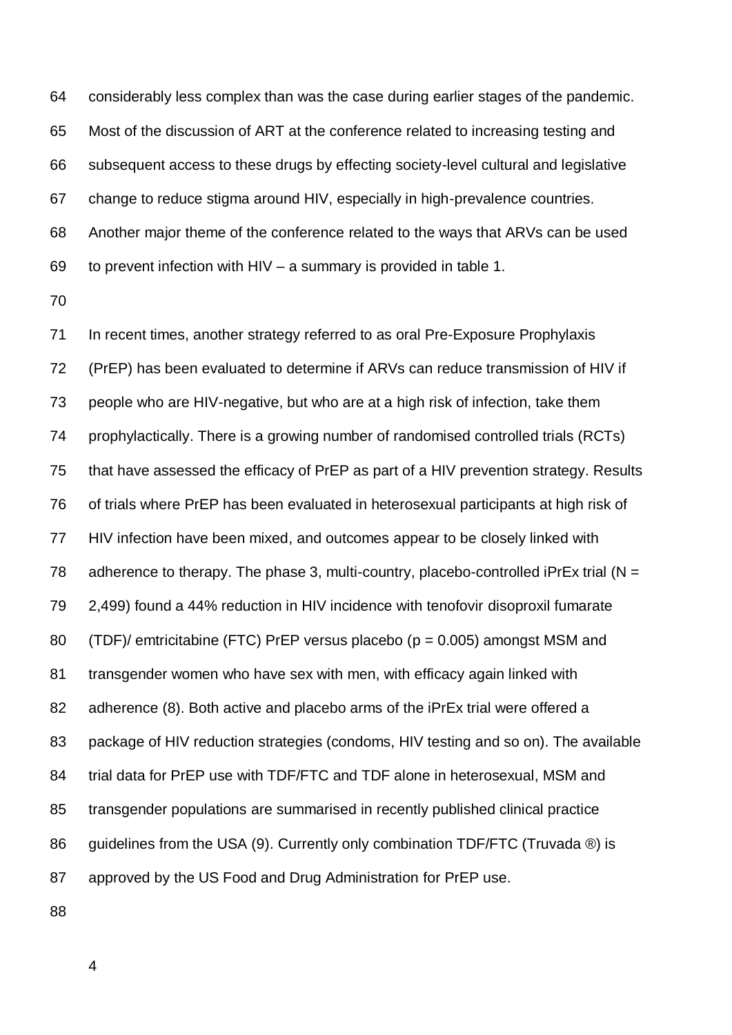considerably less complex than was the case during earlier stages of the pandemic. Most of the discussion of ART at the conference related to increasing testing and subsequent access to these drugs by effecting society-level cultural and legislative change to reduce stigma around HIV, especially in high-prevalence countries. Another major theme of the conference related to the ways that ARVs can be used to prevent infection with HIV – a summary is provided in table 1.

In recent times, another strategy referred to as oral Pre-Exposure Prophylaxis (PrEP) has been evaluated to determine if ARVs can reduce transmission of HIV if people who are HIV-negative, but who are at a high risk of infection, take them prophylactically. There is a growing number of randomised controlled trials (RCTs) that have assessed the efficacy of PrEP as part of a HIV prevention strategy. Results of trials where PrEP has been evaluated in heterosexual participants at high risk of HIV infection have been mixed, and outcomes appear to be closely linked with adherence to therapy. The phase 3, multi-country, placebo-controlled iPrEx trial ($N = 2,499$) found a 44% reduction in HIV incidence with tenofovir disoproxil fumarate (TDF)/ emtricitabine (FTC) PrEP versus placebo ($p = 0.005$) amongst MSM and transgender women who have sex with men, with efficacy again linked with adherence (8). Both active and placebo arms of the iPrEx trial were offered a package of HIV reduction strategies (condoms, HIV testing and so on). The available trial data for PrEP use with TDF/FTC and TDF alone in heterosexual, MSM and transgender populations are summarised in recently published clinical practice guidelines from the USA (9). Currently only combination TDF/FTC (Truvada ®) is approved by the US Food and Drug Administration for PrEP use.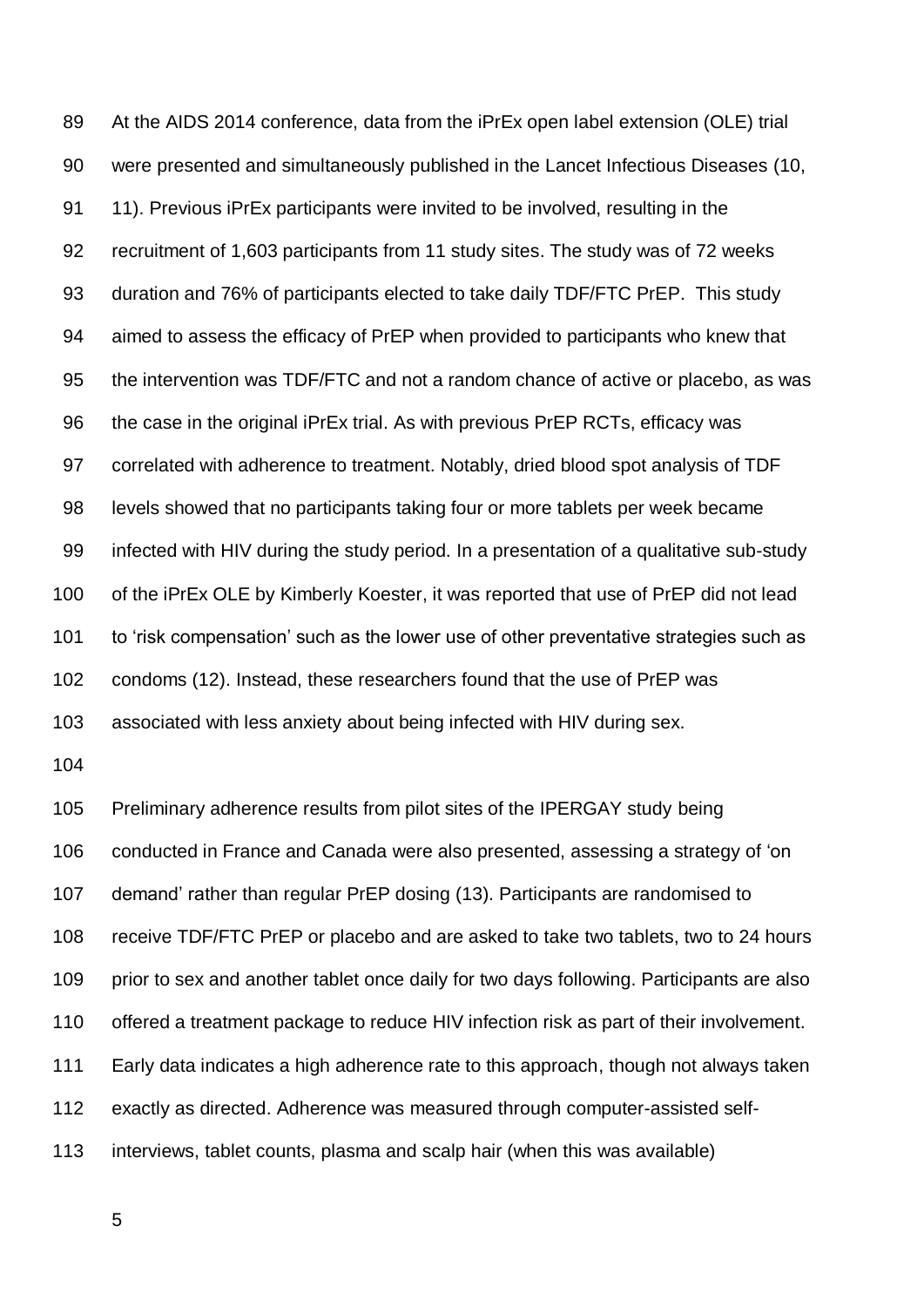At the AIDS 2014 conference, data from the iPrEx open label extension (OLE) trial were presented and simultaneously published in the Lancet Infectious Diseases (10, 11). Previous iPrEx participants were invited to be involved, resulting in the recruitment of 1,603 participants from 11 study sites. The study was of 72 weeks duration and 76% of participants elected to take daily TDF/FTC PrEP. This study aimed to assess the efficacy of PrEP when provided to participants who knew that the intervention was TDF/FTC and not a random chance of active or placebo, as was the case in the original iPrEx trial. As with previous PrEP RCTs, efficacy was correlated with adherence to treatment. Notably, dried blood spot analysis of TDF levels showed that no participants taking four or more tablets per week became infected with HIV during the study period. In a presentation of a qualitative sub-study of the iPrEx OLE by Kimberly Koester, it was reported that use of PrEP did not lead to 'risk compensation' such as the lower use of other preventative strategies such as condoms (12). Instead, these researchers found that the use of PrEP was associated with less anxiety about being infected with HIV during sex.

Preliminary adherence results from pilot sites of the IPERGAY study being conducted in France and Canada were also presented, assessing a strategy of 'on demand' rather than regular PrEP dosing (13). Participants are randomised to receive TDF/FTC PrEP or placebo and are asked to take two tablets, two to 24 hours prior to sex and another tablet once daily for two days following. Participants are also offered a treatment package to reduce HIV infection risk as part of their involvement. Early data indicates a high adherence rate to this approach, though not always taken exactly as directed. Adherence was measured through computer-assisted self-interviews, tablet counts, plasma and scalp hair (when this was available)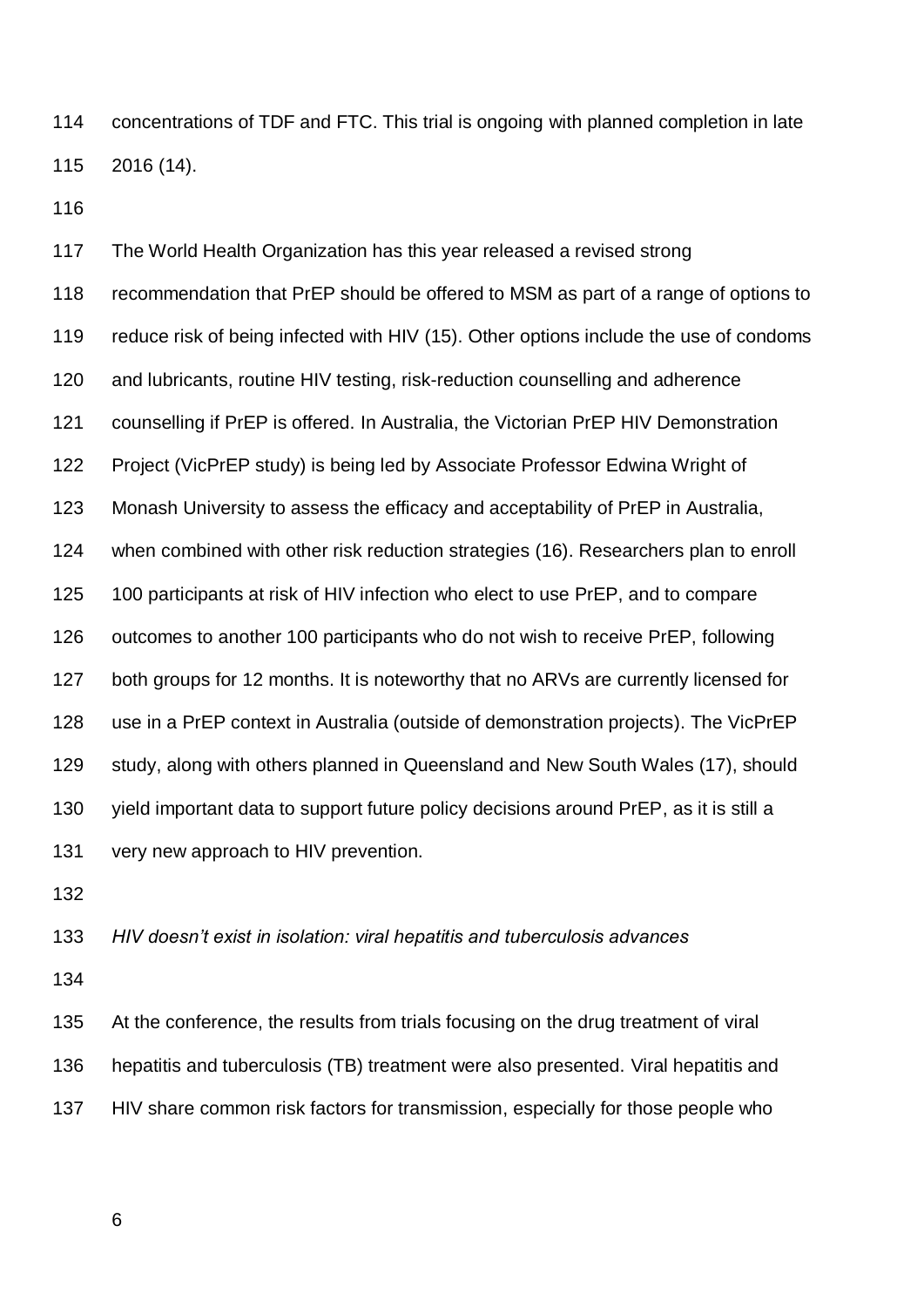concentrations of TDF and FTC. This trial is ongoing with planned completion in late 2016 (14).

The World Health Organization has this year released a revised strong recommendation that PrEP should be offered to MSM as part of a range of options to reduce risk of being infected with HIV (15). Other options include the use of condoms and lubricants, routine HIV testing, risk-reduction counselling and adherence counselling if PrEP is offered. In Australia, the Victorian PrEP HIV Demonstration Project (VicPrEP study) is being led by Associate Professor Edwina Wright of Monash University to assess the efficacy and acceptability of PrEP in Australia, when combined with other risk reduction strategies (16). Researchers plan to enroll 100 participants at risk of HIV infection who elect to use PrEP, and to compare outcomes to another 100 participants who do not wish to receive PrEP, following both groups for 12 months. It is noteworthy that no ARVs are currently licensed for use in a PrEP context in Australia (outside of demonstration projects). The VicPrEP study, along with others planned in Queensland and New South Wales (17), should yield important data to support future policy decisions around PrEP, as it is still a very new approach to HIV prevention.

*HIV doesn't exist in isolation: viral hepatitis and tuberculosis advances*

At the conference, the results from trials focusing on the drug treatment of viral hepatitis and tuberculosis (TB) treatment were also presented. Viral hepatitis and HIV share common risk factors for transmission, especially for those people who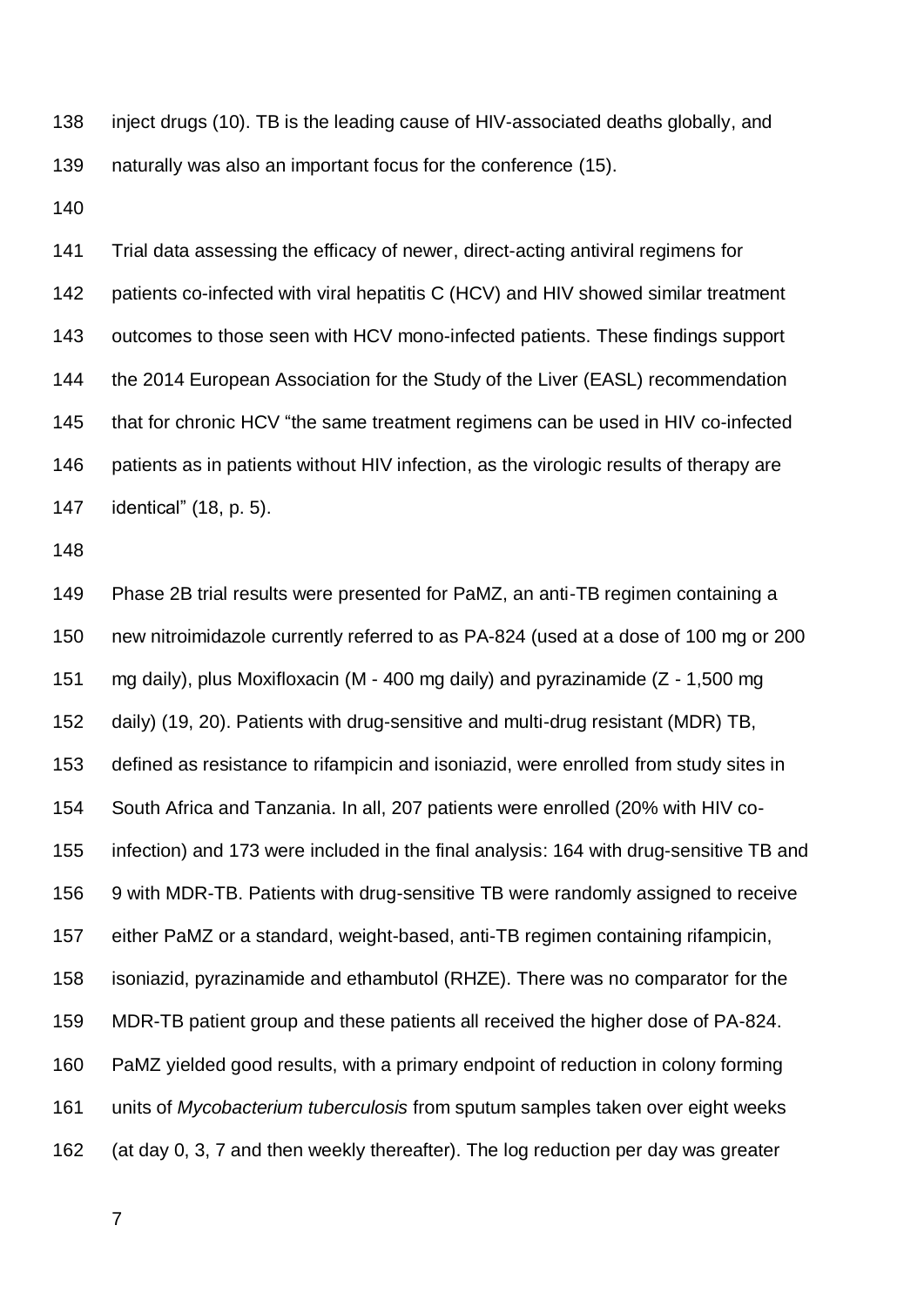inject drugs (10). TB is the leading cause of HIV-associated deaths globally, and naturally was also an important focus for the conference (15).

Trial data assessing the efficacy of newer, direct-acting antiviral regimens for patients co-infected with viral hepatitis C (HCV) and HIV showed similar treatment outcomes to those seen with HCV mono-infected patients. These findings support the 2014 European Association for the Study of the Liver (EASL) recommendation that for chronic HCV "the same treatment regimens can be used in HIV co-infected patients as in patients without HIV infection, as the virologic results of therapy are identical" (18, p. 5).

Phase 2B trial results were presented for PaMZ, an anti-TB regimen containing a new nitroimidazole currently referred to as PA-824 (used at a dose of 100 mg or 200 mg daily), plus Moxifloxacin (M - 400 mg daily) and pyrazinamide (Z - 1,500 mg daily) (19, 20). Patients with drug-sensitive and multi-drug resistant (MDR) TB, defined as resistance to rifampicin and isoniazid, were enrolled from study sites in South Africa and Tanzania. In all, 207 patients were enrolled (20% with HIV co-infection) and 173 were included in the final analysis: 164 with drug-sensitive TB and 9 with MDR-TB. Patients with drug-sensitive TB were randomly assigned to receive either PaMZ or a standard, weight-based, anti-TB regimen containing rifampicin, isoniazid, pyrazinamide and ethambutol (RHZE). There was no comparator for the MDR-TB patient group and these patients all received the higher dose of PA-824. PaMZ yielded good results, with a primary endpoint of reduction in colony forming units of *Mycobacterium tuberculosis* from sputum samples taken over eight weeks (at day 0, 3, 7 and then weekly thereafter). The log reduction per day was greater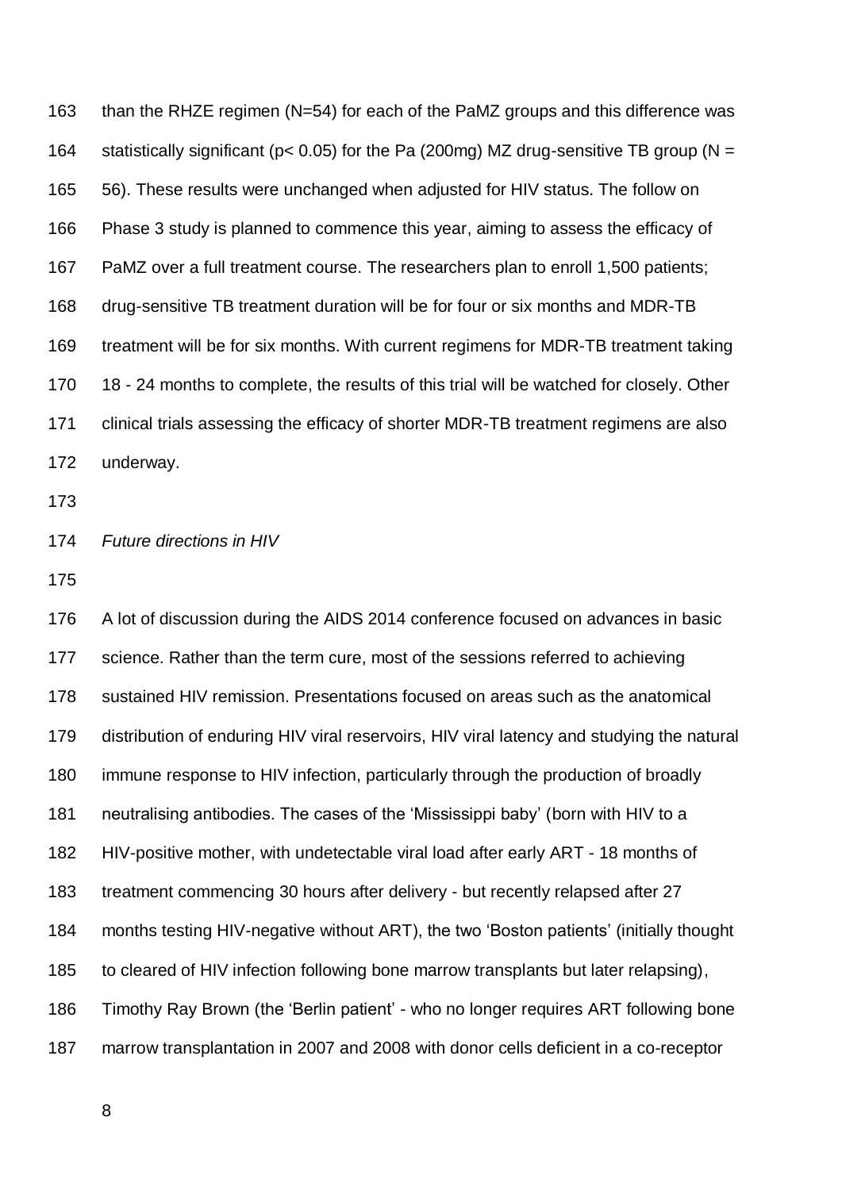than the RHZE regimen (N=54) for each of the PaMZ groups and this difference was statistically significant ($p < 0.05$) for the Pa (200mg) MZ drug-sensitive TB group (N = 56). These results were unchanged when adjusted for HIV status. The follow on Phase 3 study is planned to commence this year, aiming to assess the efficacy of PaMZ over a full treatment course. The researchers plan to enroll 1,500 patients; drug-sensitive TB treatment duration will be for four or six months and MDR-TB treatment will be for six months. With current regimens for MDR-TB treatment taking 18 - 24 months to complete, the results of this trial will be watched for closely. Other clinical trials assessing the efficacy of shorter MDR-TB treatment regimens are also underway.

*Future directions in HIV*

A lot of discussion during the AIDS 2014 conference focused on advances in basic science. Rather than the term cure, most of the sessions referred to achieving sustained HIV remission. Presentations focused on areas such as the anatomical distribution of enduring HIV viral reservoirs, HIV viral latency and studying the natural immune response to HIV infection, particularly through the production of broadly neutralising antibodies. The cases of the 'Mississippi baby' (born with HIV to a HIV-positive mother, with undetectable viral load after early ART - 18 months of treatment commencing 30 hours after delivery - but recently relapsed after 27 months testing HIV-negative without ART), the two 'Boston patients' (initially thought to cleared of HIV infection following bone marrow transplants but later relapsing), Timothy Ray Brown (the 'Berlin patient' - who no longer requires ART following bone marrow transplantation in 2007 and 2008 with donor cells deficient in a co-receptor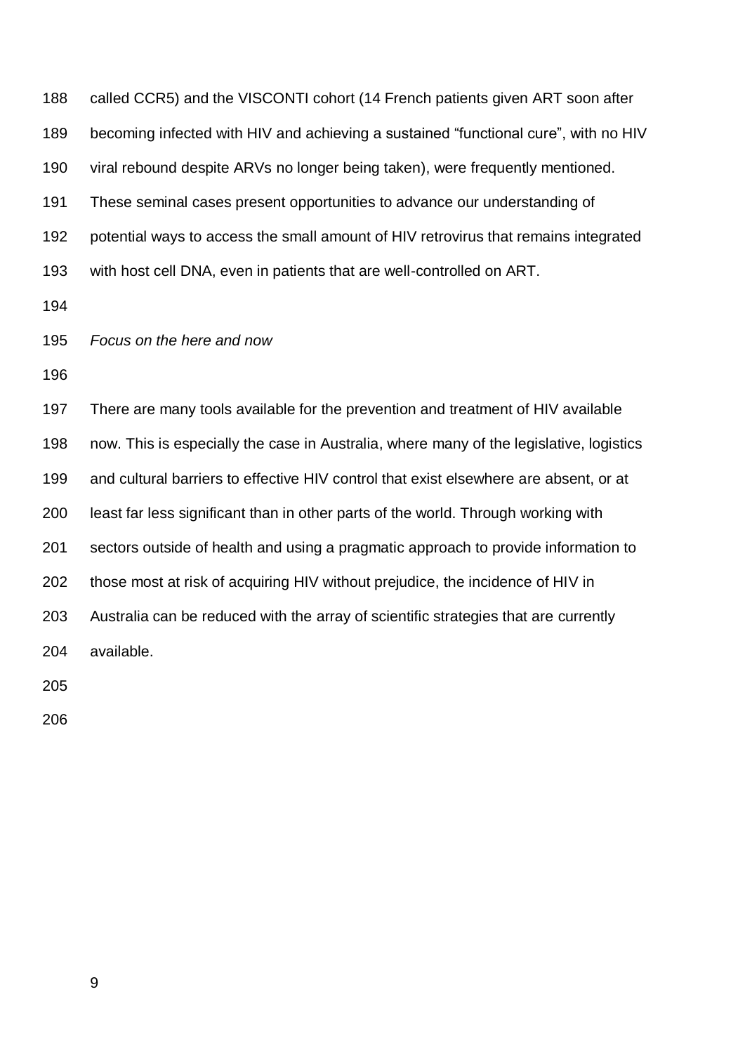called CCR5) and the VISCONTI cohort (14 French patients given ART soon after becoming infected with HIV and achieving a sustained "functional cure", with no HIV viral rebound despite ARVs no longer being taken), were frequently mentioned. These seminal cases present opportunities to advance our understanding of potential ways to access the small amount of HIV retrovirus that remains integrated with host cell DNA, even in patients that are well-controlled on ART.

*Focus on the here and now*

There are many tools available for the prevention and treatment of HIV available now. This is especially the case in Australia, where many of the legislative, logistics and cultural barriers to effective HIV control that exist elsewhere are absent, or at least far less significant than in other parts of the world. Through working with sectors outside of health and using a pragmatic approach to provide information to those most at risk of acquiring HIV without prejudice, the incidence of HIV in Australia can be reduced with the array of scientific strategies that are currently available.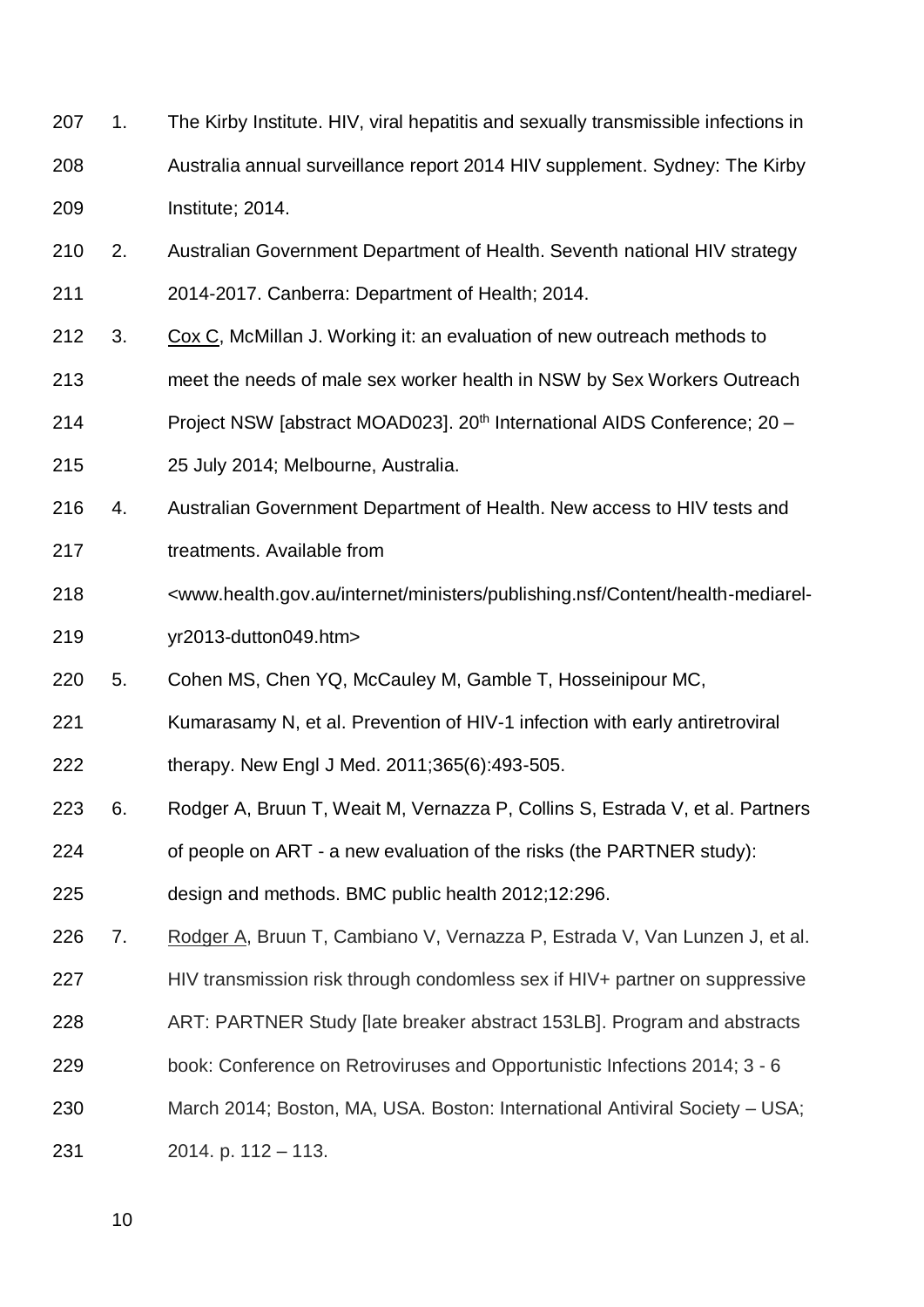1. The Kirby Institute. HIV, viral hepatitis and sexually transmissible infections in Australia annual surveillance report 2014 HIV supplement. Sydney: The Kirby Institute; 2014.
2. Australian Government Department of Health. Seventh national HIV strategy 2014-2017. Canberra: Department of Health; 2014.
3. Cox C, McMillan J. Working it: an evaluation of new outreach methods to meet the needs of male sex worker health in NSW by Sex Workers Outreach Project NSW [abstract MOAD023]. 20th International AIDS Conference; 20 – 25 July 2014; Melbourne, Australia.
4. Australian Government Department of Health. New access to HIV tests and treatments. Available from <www.health.gov.au/internet/ministers/publishing.nsf/Content/health-mediarel-yr2013-dutton049.htm>
5. Cohen MS, Chen YQ, McCauley M, Gamble T, Hosseinipour MC, Kumarasamy N, et al. Prevention of HIV-1 infection with early antiretroviral therapy. New Engl J Med. 2011;365(6):493-505.
6. Rodger A, Bruun T, Weait M, Vernazza P, Collins S, Estrada V, et al. Partners of people on ART - a new evaluation of the risks (the PARTNER study): design and methods. BMC public health 2012;12:296.
7. Rodger A, Bruun T, Cambiano V, Vernazza P, Estrada V, Van Lunzen J, et al. HIV transmission risk through condomless sex if HIV+ partner on suppressive ART: PARTNER Study [late breaker abstract 153LB]. Program and abstracts book: Conference on Retroviruses and Opportunistic Infections 2014; 3 - 6 March 2014; Boston, MA, USA. Boston: International Antiviral Society – USA; 2014. p. 112 – 113.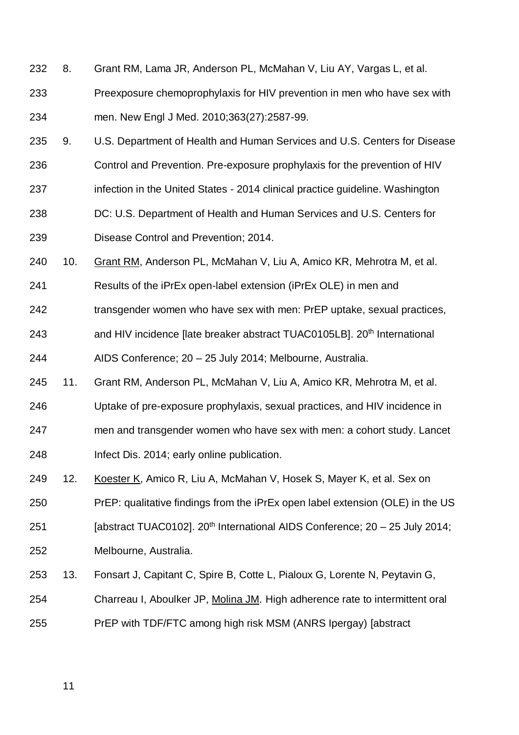8. Grant RM, Lama JR, Anderson PL, McMahan V, Liu AY, Vargas L, et al. Preexposure chemoprophylaxis for HIV prevention in men who have sex with men. New Engl J Med. 2010;363(27):2587-99.
9. U.S. Department of Health and Human Services and U.S. Centers for Disease Control and Prevention. Pre-exposure prophylaxis for the prevention of HIV infection in the United States - 2014 clinical practice guideline. Washington DC: U.S. Department of Health and Human Services and U.S. Centers for Disease Control and Prevention; 2014.
10. <u>Grant RM</u>, Anderson PL, McMahan V, Liu A, Amico KR, Mehrotra M, et al. Results of the iPrEx open-label extension (iPrEx OLE) in men and transgender women who have sex with men: PrEP uptake, sexual practices, and HIV incidence [late breaker abstract TUAC0105LB]. 20th International AIDS Conference; 20 – 25 July 2014; Melbourne, Australia.
11. Grant RM, Anderson PL, McMahan V, Liu A, Amico KR, Mehrotra M, et al. Uptake of pre-exposure prophylaxis, sexual practices, and HIV incidence in men and transgender women who have sex with men: a cohort study. Lancet Infect Dis. 2014; early online publication.
12. <u>Koester K</u>, Amico R, Liu A, McMahan V, Hosek S, Mayer K, et al. Sex on PrEP: qualitative findings from the iPrEx open label extension (OLE) in the US [abstract TUAC0102]. 20th International AIDS Conference; 20 – 25 July 2014; Melbourne, Australia.
13. Fonsart J, Capitant C, Spire B, Cotte L, Pialoux G, Lorente N, Peytavin G, Charreau I, Aboulker JP, <u>Molina JM</u>. High adherence rate to intermittent oral PrEP with TDF/FTC among high risk MSM (ANRS Ipergay) [abstract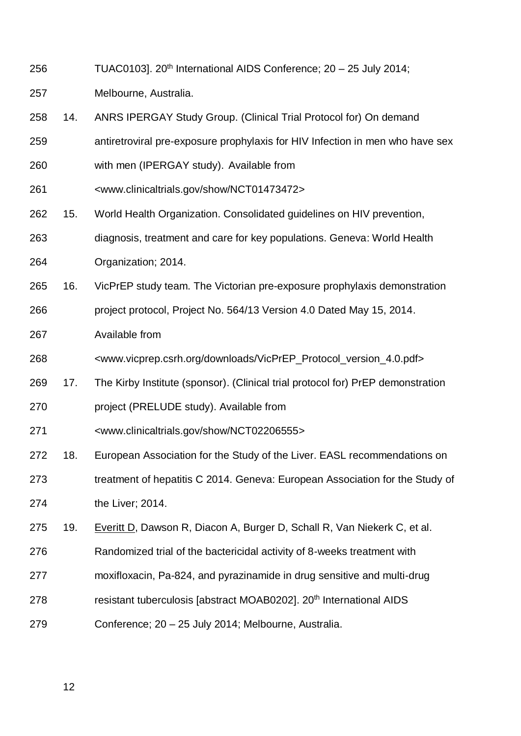TUAC0103]. 20th International AIDS Conference; 20 – 25 July 2014; Melbourne, Australia.

14. ANRS IPERGAY Study Group. (Clinical Trial Protocol for) On demand antiretroviral pre-exposure prophylaxis for HIV Infection in men who have sex with men (IPERGAY study). Available from <www.clinicaltrials.gov/show/NCT01473472>

15. World Health Organization. Consolidated guidelines on HIV prevention, diagnosis, treatment and care for key populations. Geneva: World Health Organization; 2014.

16. VicPrEP study team. The Victorian pre-exposure prophylaxis demonstration project protocol, Project No. 564/13 Version 4.0 Dated May 15, 2014. Available from <www.vicprep.csrh.org/downloads/VicPrEP_Protocol_version_4.0.pdf>

17. The Kirby Institute (sponsor). (Clinical trial protocol for) PrEP demonstration project (PRELUDE study). Available from <www.clinicaltrials.gov/show/NCT02206555>

18. European Association for the Study of the Liver. EASL recommendations on treatment of hepatitis C 2014. Geneva: European Association for the Study of the Liver; 2014.

19. Everitt D, Dawson R, Diacon A, Burger D, Schall R, Van Niekerk C, et al. Randomized trial of the bactericidal activity of 8-weeks treatment with moxifloxacin, Pa-824, and pyrazinamide in drug sensitive and multi-drug resistant tuberculosis [abstract MOAB0202]. 20th International AIDS Conference; 20 – 25 July 2014; Melbourne, Australia.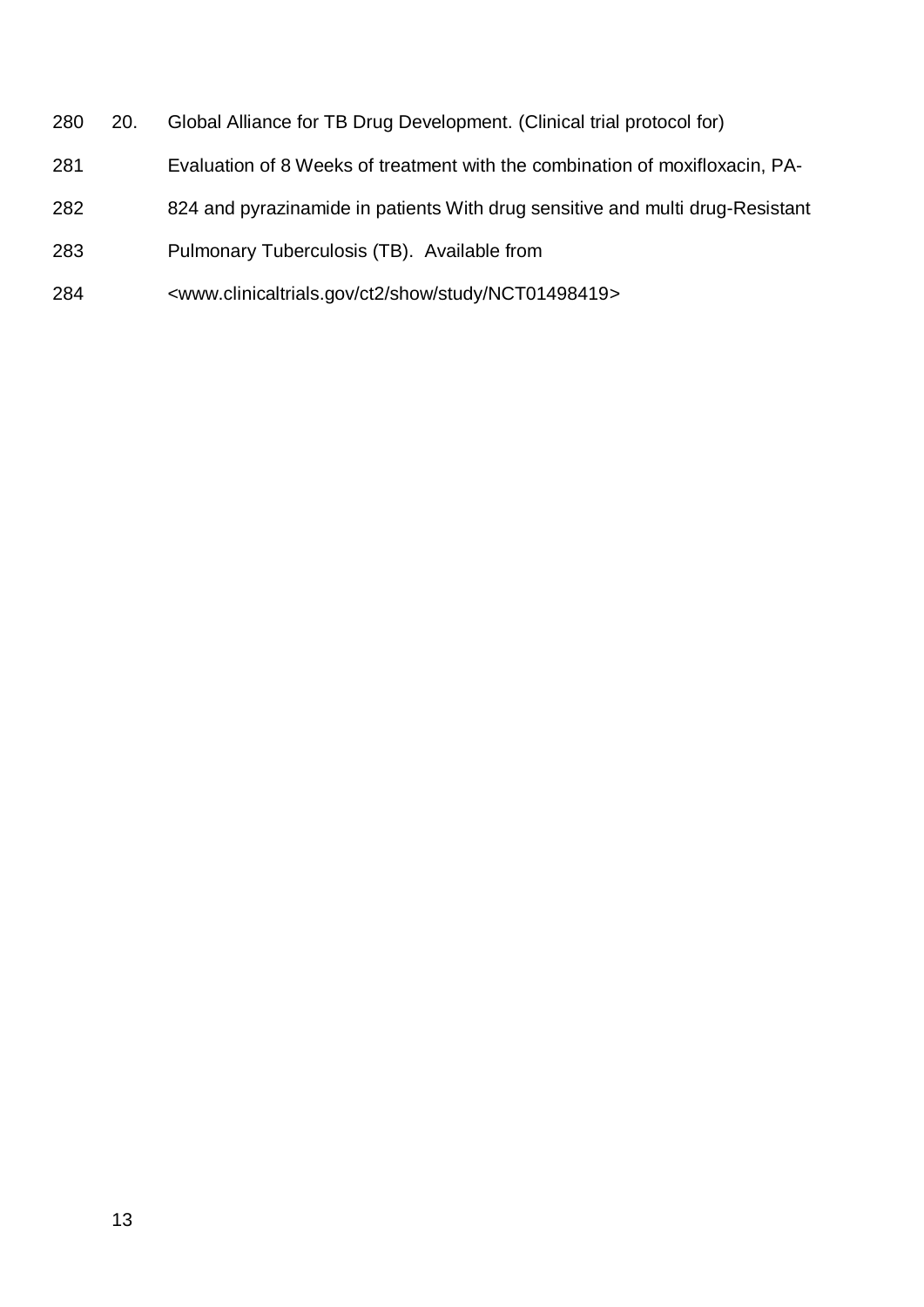20. Global Alliance for TB Drug Development. (Clinical trial protocol for) Evaluation of 8 Weeks of treatment with the combination of moxifloxacin, PA-824 and pyrazinamide in patients With drug sensitive and multi drug-Resistant Pulmonary Tuberculosis (TB). Available from <www.clinicaltrials.gov/ct2/show/study/NCT01498419>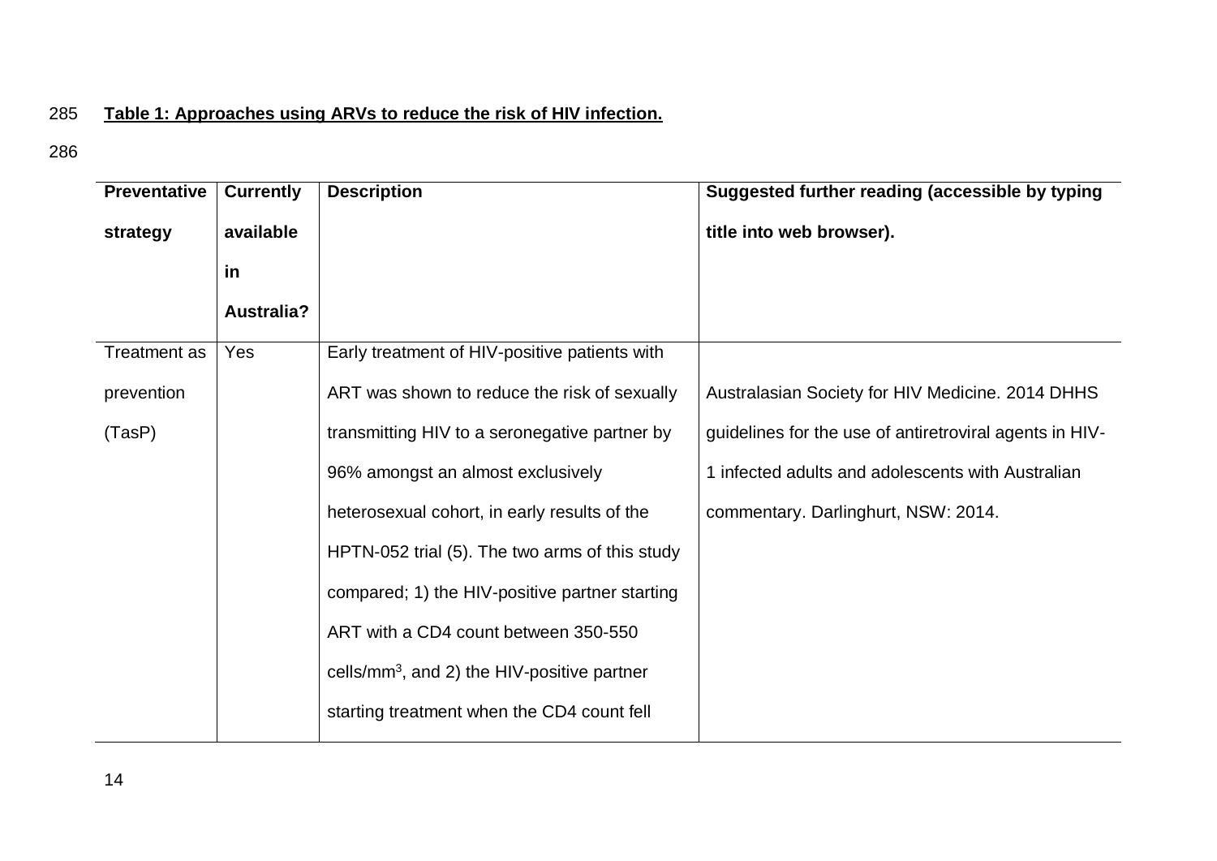**Table 1: Approaches using ARVs to reduce the risk of HIV infection.**

| Preventative strategy | Currently available in Australia? | Description | Suggested further reading (accessible by typing title into web browser). |
|---|---|---|---|
| Treatment as prevention (TasP) | Yes | Early treatment of HIV-positive patients with ART was shown to reduce the risk of sexually transmitting HIV to a seronegative partner by 96% amongst an almost exclusively heterosexual cohort, in early results of the HPTN-052 trial (5). The two arms of this study compared; 1) the HIV-positive partner starting ART with a CD4 count between 350-550 cells/$mm^3$, and 2) the HIV-positive partner starting treatment when the CD4 count fell | Australasian Society for HIV Medicine. 2014 DHHS guidelines for the use of antiretroviral agents in HIV-1 infected adults and adolescents with Australian commentary. Darlinghurt, NSW: 2014. |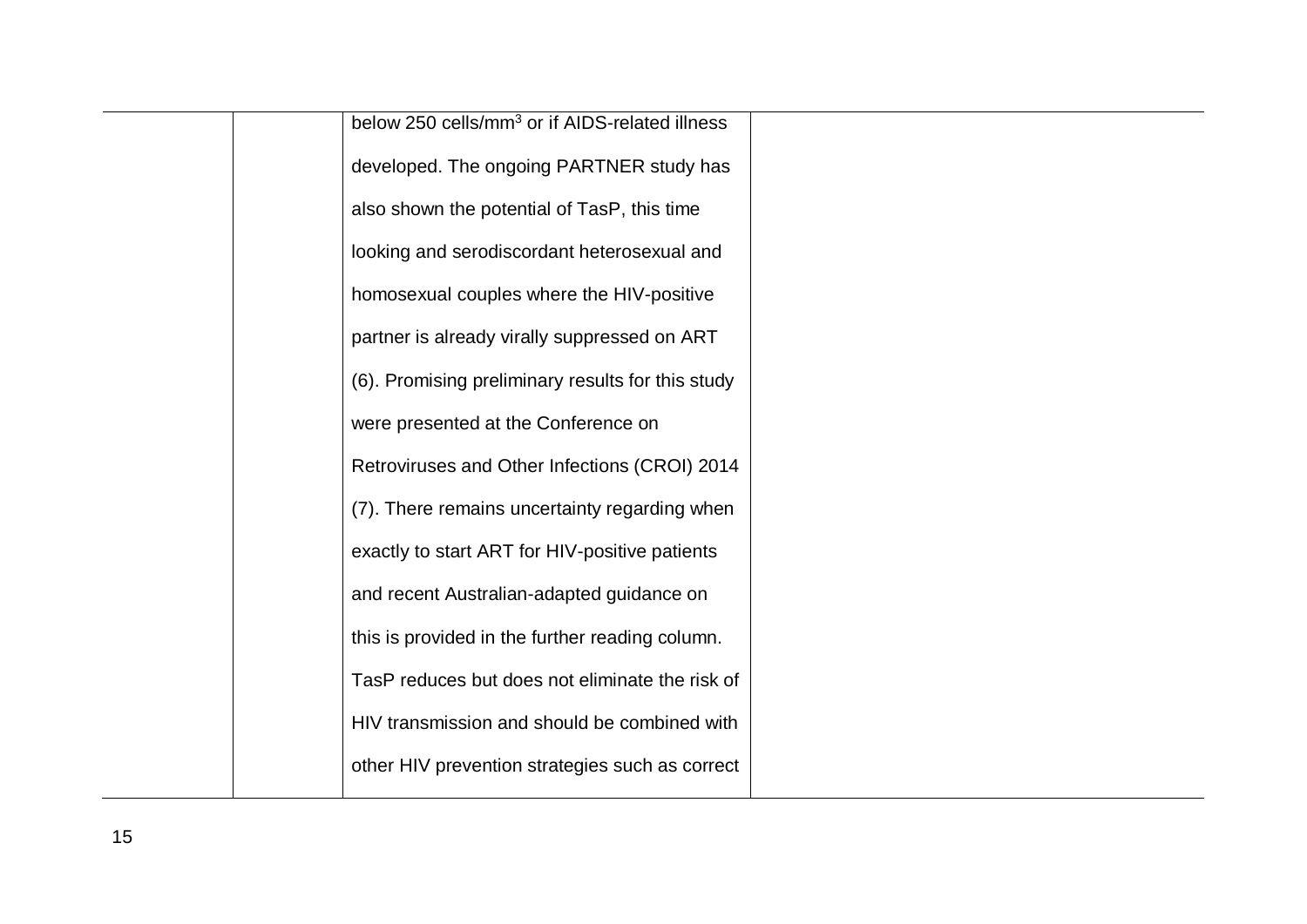|  |  | below 250 cells/mm$^3$ or if AIDS-related illness developed. The ongoing PARTNER study has also shown the potential of TasP, this time looking and serodiscordant heterosexual and homosexual couples where the HIV-positive partner is already virally suppressed on ART (6). Promising preliminary results for this study were presented at the Conference on Retroviruses and Other Infections (CROI) 2014 (7). There remains uncertainty regarding when exactly to start ART for HIV-positive patients and recent Australian-adapted guidance on this is provided in the further reading column. TasP reduces but does not eliminate the risk of HIV transmission and should be combined with other HIV prevention strategies such as correct |  |
|---|---|---|---|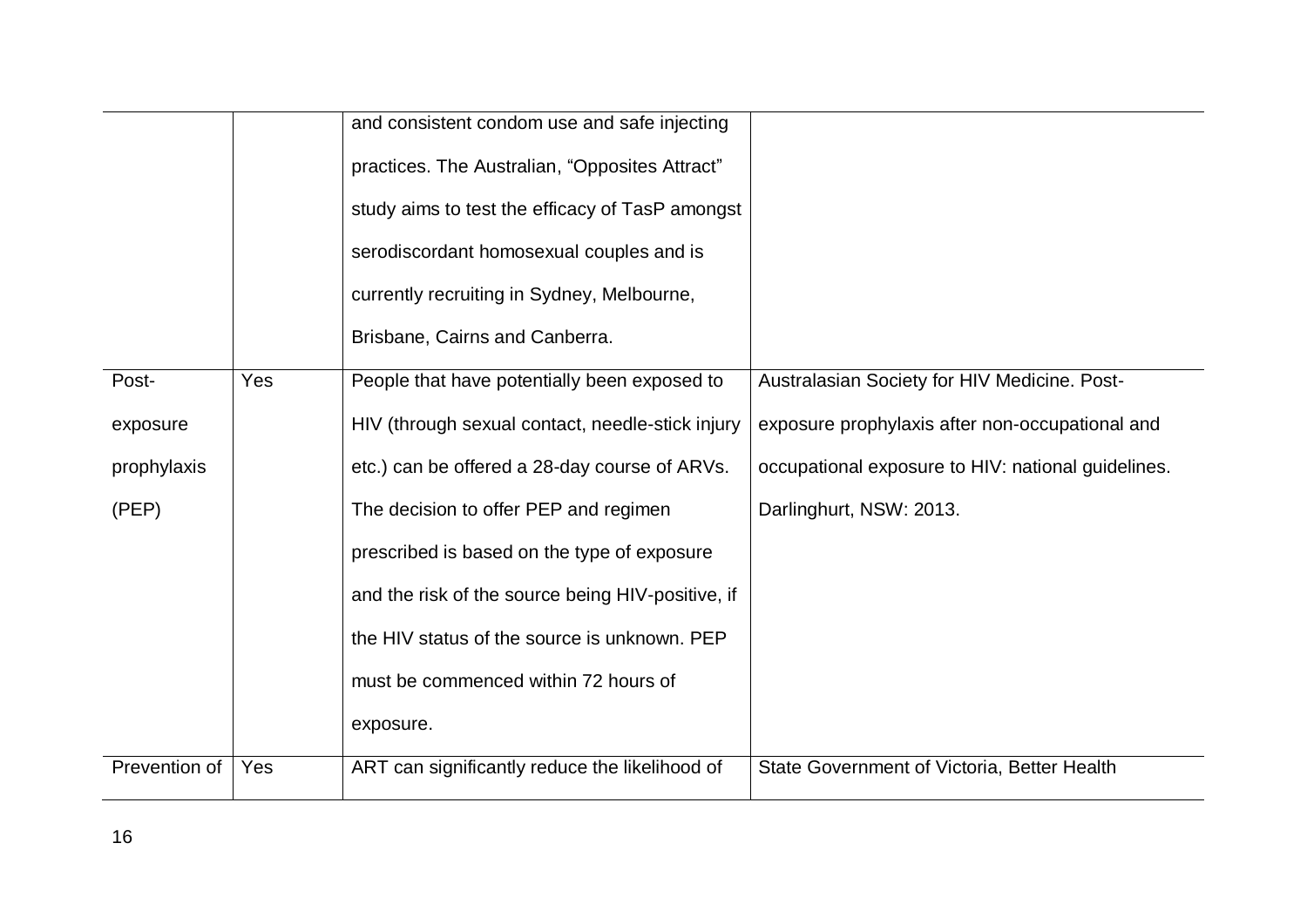| | | | |
|---|---|---|---|
| | | and consistent condom use and safe injecting practices. The Australian, “Opposites Attract” study aims to test the efficacy of TasP amongst serodiscordant homosexual couples and is currently recruiting in Sydney, Melbourne, Brisbane, Cairns and Canberra. | |
| Post-exposure prophylaxis (PEP) | Yes | People that have potentially been exposed to HIV (through sexual contact, needle-stick injury etc.) can be offered a 28-day course of ARVs. The decision to offer PEP and regimen prescribed is based on the type of exposure and the risk of the source being HIV-positive, if the HIV status of the source is unknown. PEP must be commenced within 72 hours of exposure. | Australasian Society for HIV Medicine. Post-exposure prophylaxis after non-occupational and occupational exposure to HIV: national guidelines. Darlinghurt, NSW: 2013. |
| Prevention of | Yes | ART can significantly reduce the likelihood of | State Government of Victoria, Better Health |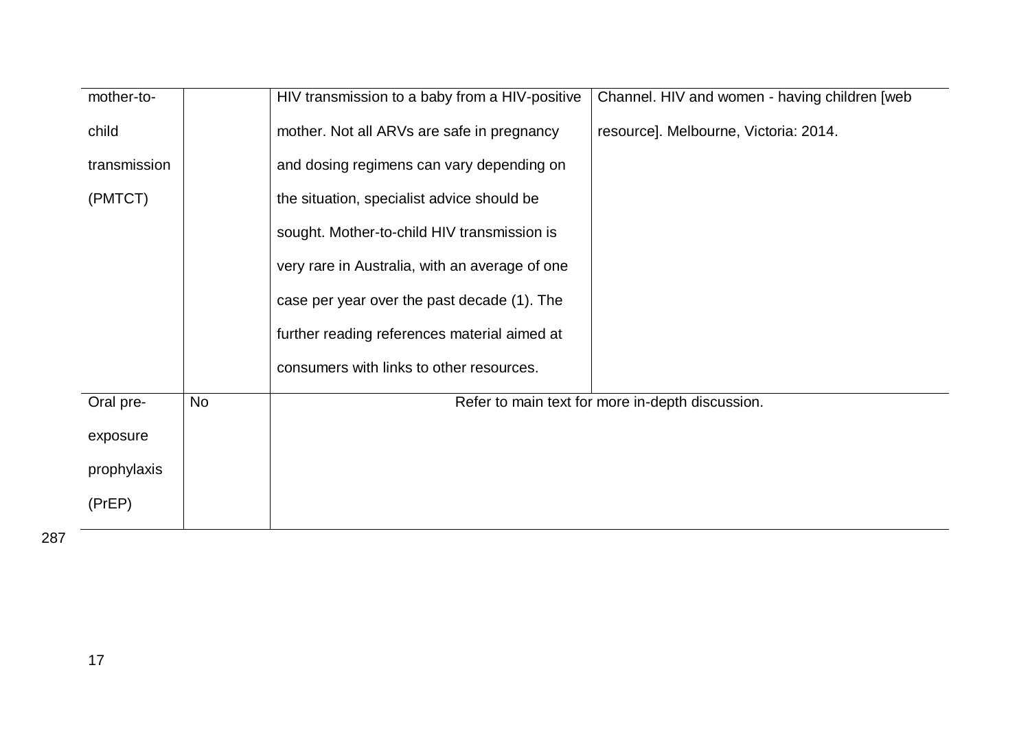| | | | |
|---|---|---|---|
| mother-to-child transmission (PMTCT) | | HIV transmission to a baby from a HIV-positive mother. Not all ARVs are safe in pregnancy and dosing regimens can vary depending on the situation, specialist advice should be sought. Mother-to-child HIV transmission is very rare in Australia, with an average of one case per year over the past decade (1). The further reading references material aimed at consumers with links to other resources. | Channel. HIV and women - having children [web resource]. Melbourne, Victoria: 2014. |
| Oral pre-exposure prophylaxis (PrEP) | No | Refer to main text for more in-depth discussion. | |

287